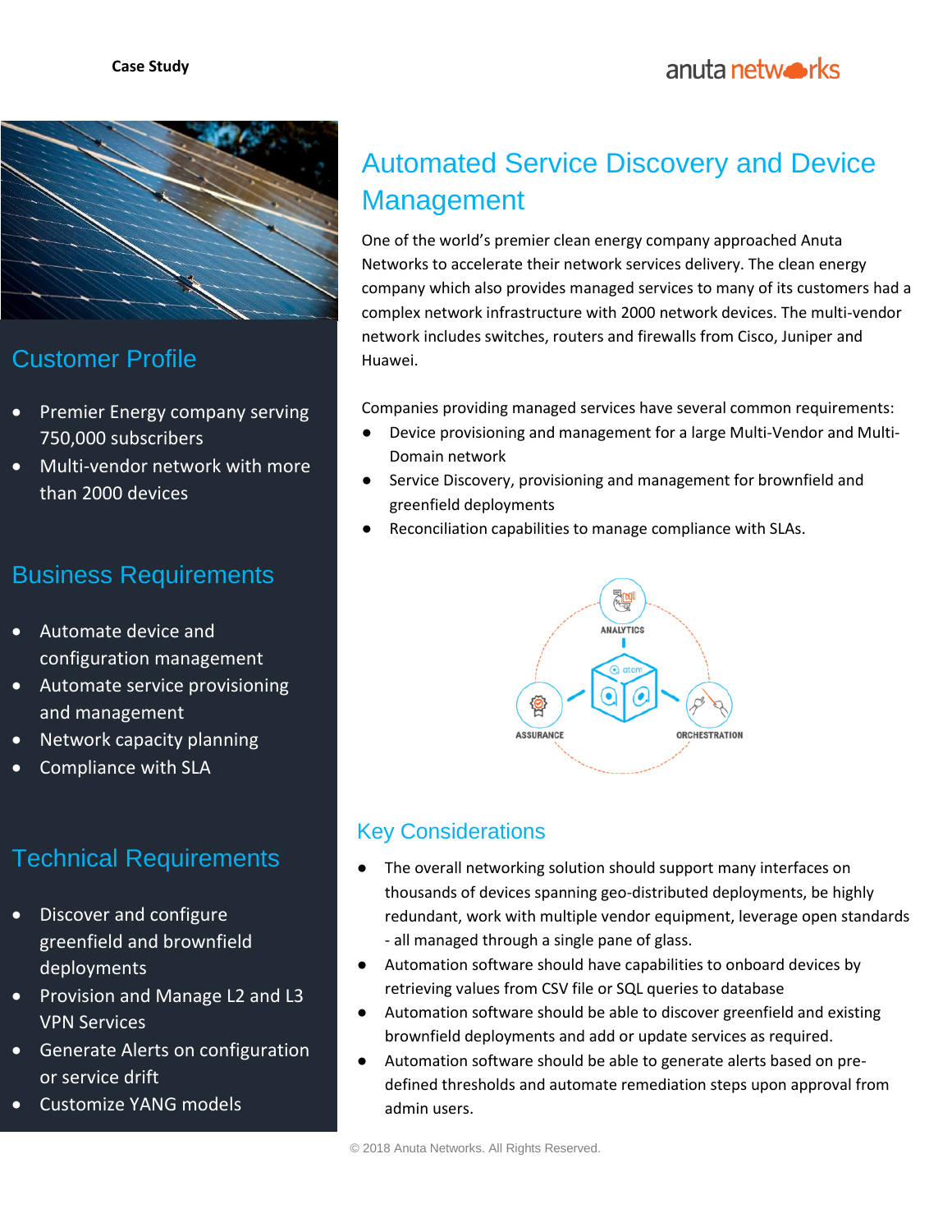Case Study

# Automated Service Discovery and Device Management

One of the world's premier clean energy company approached Anuta Networks to accelerate their network services delivery. The clean energy company which also provides managed services to many of its customers had a complex network infrastructure with 2000 network devices. The multi-vendor network includes switches, routers and firewalls from Cisco, Juniper and Huawei.

Companies providing managed services have several common requirements:

- Device provisioning and management for a large Multi-Vendor and Multi-Domain network
- Service Discovery, provisioning and management for brownfield and greenfield deployments
- Reconciliation capabilities to manage compliance with SLAs.

## Customer Profile

- Premier Energy company serving 750,000 subscribers
- Multi-vendor network with more than 2000 devices

## Business Requirements

- Automate device and configuration management
- Automate service provisioning and management
- Network capacity planning
- Compliance with SLA

## Technical Requirements

- Discover and configure greenfield and brownfield deployments
- Provision and Manage L2 and L3 VPN Services
- Generate Alerts on configuration or service drift
- Customize YANG models

## Key Considerations

- The overall networking solution should support many interfaces on thousands of devices spanning geo-distributed deployments, be highly redundant, work with multiple vendor equipment, leverage open standards - all managed through a single pane of glass.
- Automation software should have capabilities to onboard devices by retrieving values from CSV file or SQL queries to database
- Automation software should be able to discover greenfield and existing brownfield deployments and add or update services as required.
- Automation software should be able to generate alerts based on pre-defined thresholds and automate remediation steps upon approval from admin users.

© 2018 Anuta Networks. All Rights Reserved.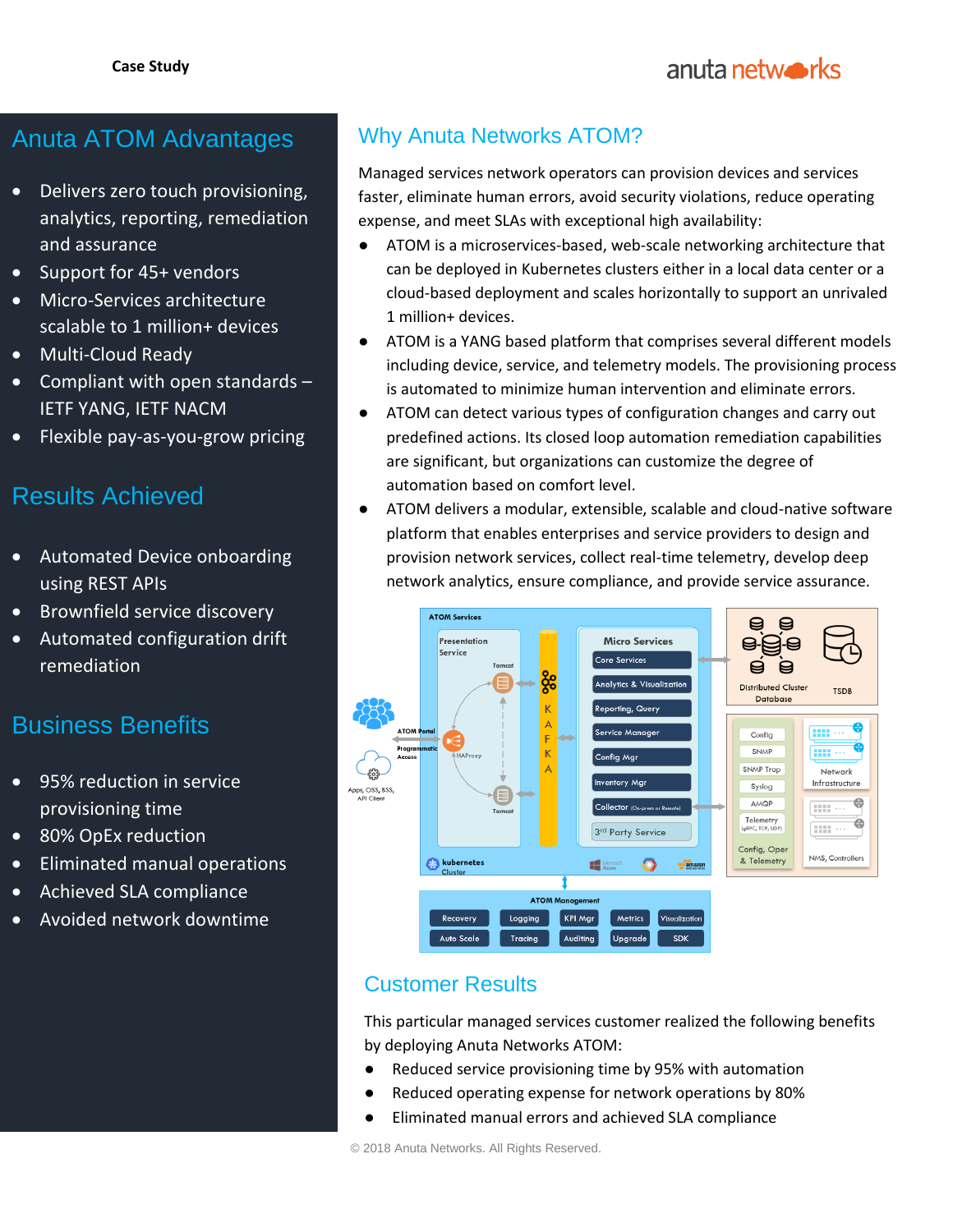Case Study

# Anuta ATOM Advantages

- Delivers zero touch provisioning, analytics, reporting, remediation and assurance
- Support for 45+ vendors
- Micro-Services architecture scalable to 1 million+ devices
- Multi-Cloud Ready
- Compliant with open standards – IETF YANG, IETF NACM
- Flexible pay-as-you-grow pricing

# Results Achieved

- Automated Device onboarding using REST APIs
- Brownfield service discovery
- Automated configuration drift remediation

# Business Benefits

- 95% reduction in service provisioning time
- 80% OpEx reduction
- Eliminated manual operations
- Achieved SLA compliance
- Avoided network downtime

# Why Anuta Networks ATOM?

Managed services network operators can provision devices and services faster, eliminate human errors, avoid security violations, reduce operating expense, and meet SLAs with exceptional high availability:

- ATOM is a microservices-based, web-scale networking architecture that can be deployed in Kubernetes clusters either in a local data center or a cloud-based deployment and scales horizontally to support an unrivaled 1 million+ devices.
- ATOM is a YANG based platform that comprises several different models including device, service, and telemetry models. The provisioning process is automated to minimize human intervention and eliminate errors.
- ATOM can detect various types of configuration changes and carry out predefined actions. Its closed loop automation remediation capabilities are significant, but organizations can customize the degree of automation based on comfort level.
- ATOM delivers a modular, extensible, scalable and cloud-native software platform that enables enterprises and service providers to design and provision network services, collect real-time telemetry, develop deep network analytics, ensure compliance, and provide service assurance.

ATOM Services
Presentation Service
Tomcat
HAProxy
Tomcat
ATOM Portal
Programmatic Access
Apps, OSS, BSS, API Client
KAFKA
Micro Services
Core Services
Analytics & Visualization
Reporting, Query
Service Manager
Config Mgr
Inventory Mgr
Collector (On-prem or Remote)
3rd Party Service
kubernetes Cluster
Distributed Cluster Database
TSDB
Config
SNMP
SNMP Trap
Syslog
AMQP
Telemetry (gRPC, TCP, UDP)
Config, Oper & Telemetry
Network Infrastructure
NMS, Controllers
ATOM Management
Recovery
Logging
KPI Mgr
Metrics
Visualization
Auto Scale
Tracing
Auditing
Upgrade
SDK

# Customer Results

This particular managed services customer realized the following benefits by deploying Anuta Networks ATOM:

- Reduced service provisioning time by 95% with automation
- Reduced operating expense for network operations by 80%
- Eliminated manual errors and achieved SLA compliance

© 2018 Anuta Networks. All Rights Reserved.